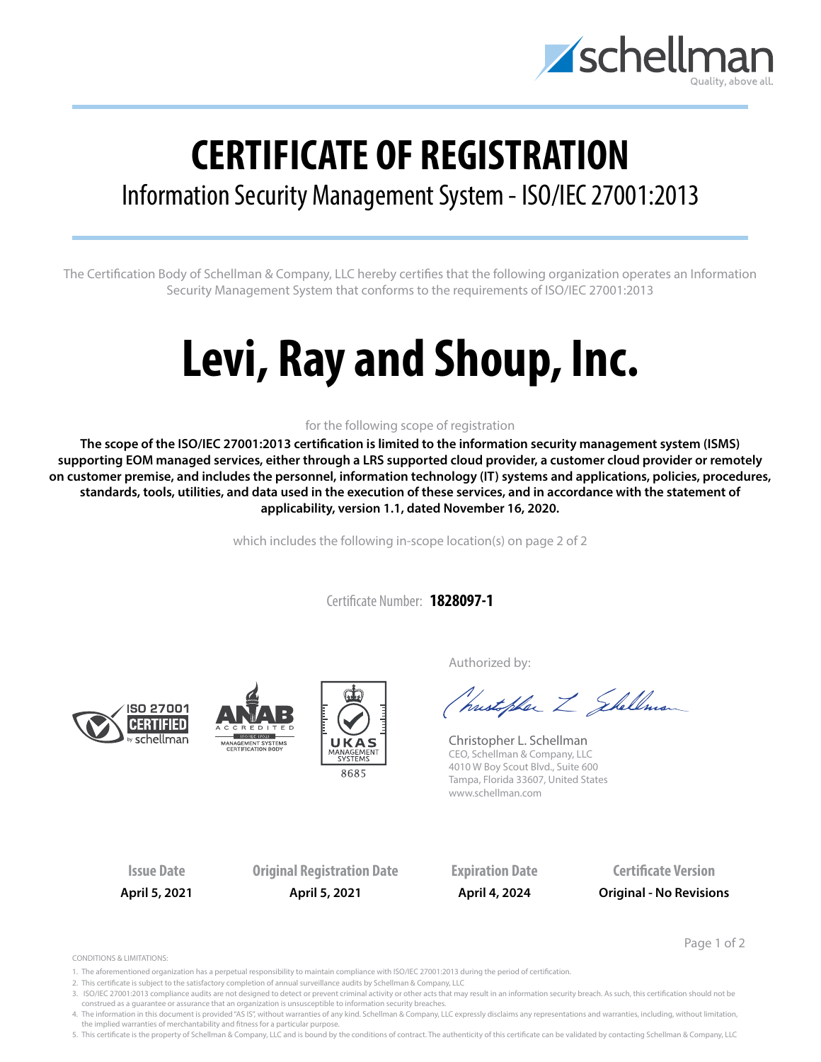# CERTIFICATE OF REGISTRATION

## Information Security Management System - ISO/IEC 27001:2013

The Certification Body of Schellman & Company, LLC hereby certifies that the following organization operates an Information Security Management System that conforms to the requirements of ISO/IEC 27001:2013

# Levi, Ray and Shoup, Inc.

for the following scope of registration

**The scope of the ISO/IEC 27001:2013 certification is limited to the information security management system (ISMS) supporting EOM managed services, either through a LRS supported cloud provider, a customer cloud provider or remotely on customer premise, and includes the personnel, information technology (IT) systems and applications, policies, procedures, standards, tools, utilities, and data used in the execution of these services, and in accordance with the statement of applicability, version 1.1, dated November 16, 2020.**

which includes the following in-scope location(s) on page 2 of 2

Certificate Number: **1828097-1**

Authorized by:

Christopher L. Schellman
CEO, Schellman & Company, LLC
4010 W Boy Scout Blvd., Suite 600
Tampa, Florida 33607, United States
www.schellman.com

| Issue Date | Original Registration Date | Expiration Date | Certificate Version |
|---|---|---|---|
| **April 5, 2021** | **April 5, 2021** | **April 4, 2024** | **Original - No Revisions** |

CONDITIONS & LIMITATIONS:

1. The aforementioned organization has a perpetual responsibility to maintain compliance with ISO/IEC 27001:2013 during the period of certification.
2. This certificate is subject to the satisfactory completion of annual surveillance audits by Schellman & Company, LLC
3. ISO/IEC 27001:2013 compliance audits are not designed to detect or prevent criminal activity or other acts that may result in an information security breach. As such, this certification should not be construed as a guarantee or assurance that an organization is unsusceptible to information security breaches.
4. The information in this document is provided "AS IS", without warranties of any kind. Schellman & Company, LLC expressly disclaims any representations and warranties, including, without limitation, the implied warranties of merchantability and fitness for a particular purpose.
5. This certificate is the property of Schellman & Company, LLC and is bound by the conditions of contract. The authenticity of this certificate can be validated by contacting Schellman & Company, LLC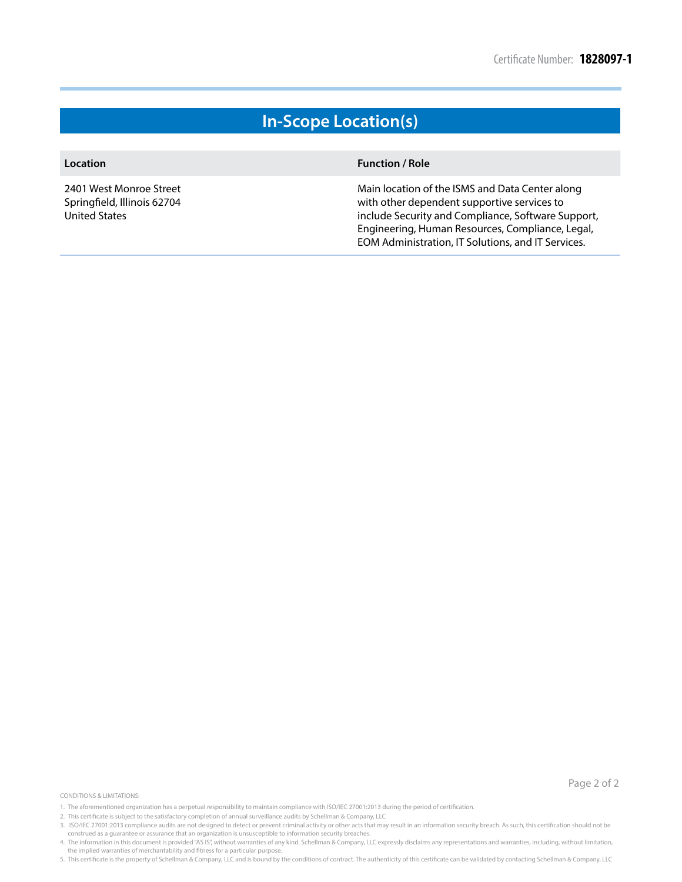Certificate Number: **1828097-1**

# In-Scope Location(s)

| Location | Function / Role |
| --- | --- |
| 2401 West Monroe Street<br>Springfield, Illinois 62704<br>United States | Main location of the ISMS and Data Center along with other dependent supportive services to include Security and Compliance, Software Support, Engineering, Human Resources, Compliance, Legal, EOM Administration, IT Solutions, and IT Services. |

CONDITIONS & LIMITATIONS:

1. The aforementioned organization has a perpetual responsibility to maintain compliance with ISO/IEC 27001:2013 during the period of certification.
2. This certificate is subject to the satisfactory completion of annual surveillance audits by Schellman & Company, LLC
3. ISO/IEC 27001:2013 compliance audits are not designed to detect or prevent criminal activity or other acts that may result in an information security breach. As such, this certification should not be construed as a guarantee or assurance that an organization is unsusceptible to information security breaches.
4. The information in this document is provided "AS IS", without warranties of any kind. Schellman & Company, LLC expressly disclaims any representations and warranties, including, without limitation, the implied warranties of merchantability and fitness for a particular purpose.
5. This certificate is the property of Schellman & Company, LLC and is bound by the conditions of contract. The authenticity of this certificate can be validated by contacting Schellman & Company, LLC